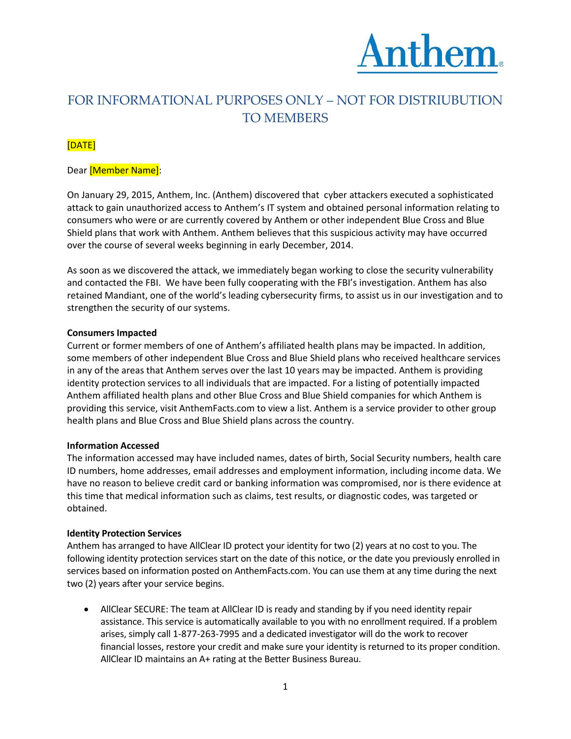Anthem

# FOR INFORMATIONAL PURPOSES ONLY – NOT FOR DISTRIUBUTION TO MEMBERS

[DATE]

Dear [Member Name]:

On January 29, 2015, Anthem, Inc. (Anthem) discovered that cyber attackers executed a sophisticated attack to gain unauthorized access to Anthem's IT system and obtained personal information relating to consumers who were or are currently covered by Anthem or other independent Blue Cross and Blue Shield plans that work with Anthem. Anthem believes that this suspicious activity may have occurred over the course of several weeks beginning in early December, 2014.

As soon as we discovered the attack, we immediately began working to close the security vulnerability and contacted the FBI. We have been fully cooperating with the FBI's investigation. Anthem has also retained Mandiant, one of the world's leading cybersecurity firms, to assist us in our investigation and to strengthen the security of our systems.

**Consumers Impacted**
Current or former members of one of Anthem's affiliated health plans may be impacted. In addition, some members of other independent Blue Cross and Blue Shield plans who received healthcare services in any of the areas that Anthem serves over the last 10 years may be impacted. Anthem is providing identity protection services to all individuals that are impacted. For a listing of potentially impacted Anthem affiliated health plans and other Blue Cross and Blue Shield companies for which Anthem is providing this service, visit AnthemFacts.com to view a list. Anthem is a service provider to other group health plans and Blue Cross and Blue Shield plans across the country.

**Information Accessed**
The information accessed may have included names, dates of birth, Social Security numbers, health care ID numbers, home addresses, email addresses and employment information, including income data. We have no reason to believe credit card or banking information was compromised, nor is there evidence at this time that medical information such as claims, test results, or diagnostic codes, was targeted or obtained.

**Identity Protection Services**
Anthem has arranged to have AllClear ID protect your identity for two (2) years at no cost to you. The following identity protection services start on the date of this notice, or the date you previously enrolled in services based on information posted on AnthemFacts.com. You can use them at any time during the next two (2) years after your service begins.

- AllClear SECURE: The team at AllClear ID is ready and standing by if you need identity repair assistance. This service is automatically available to you with no enrollment required. If a problem arises, simply call 1-877-263-7995 and a dedicated investigator will do the work to recover financial losses, restore your credit and make sure your identity is returned to its proper condition. AllClear ID maintains an A+ rating at the Better Business Bureau.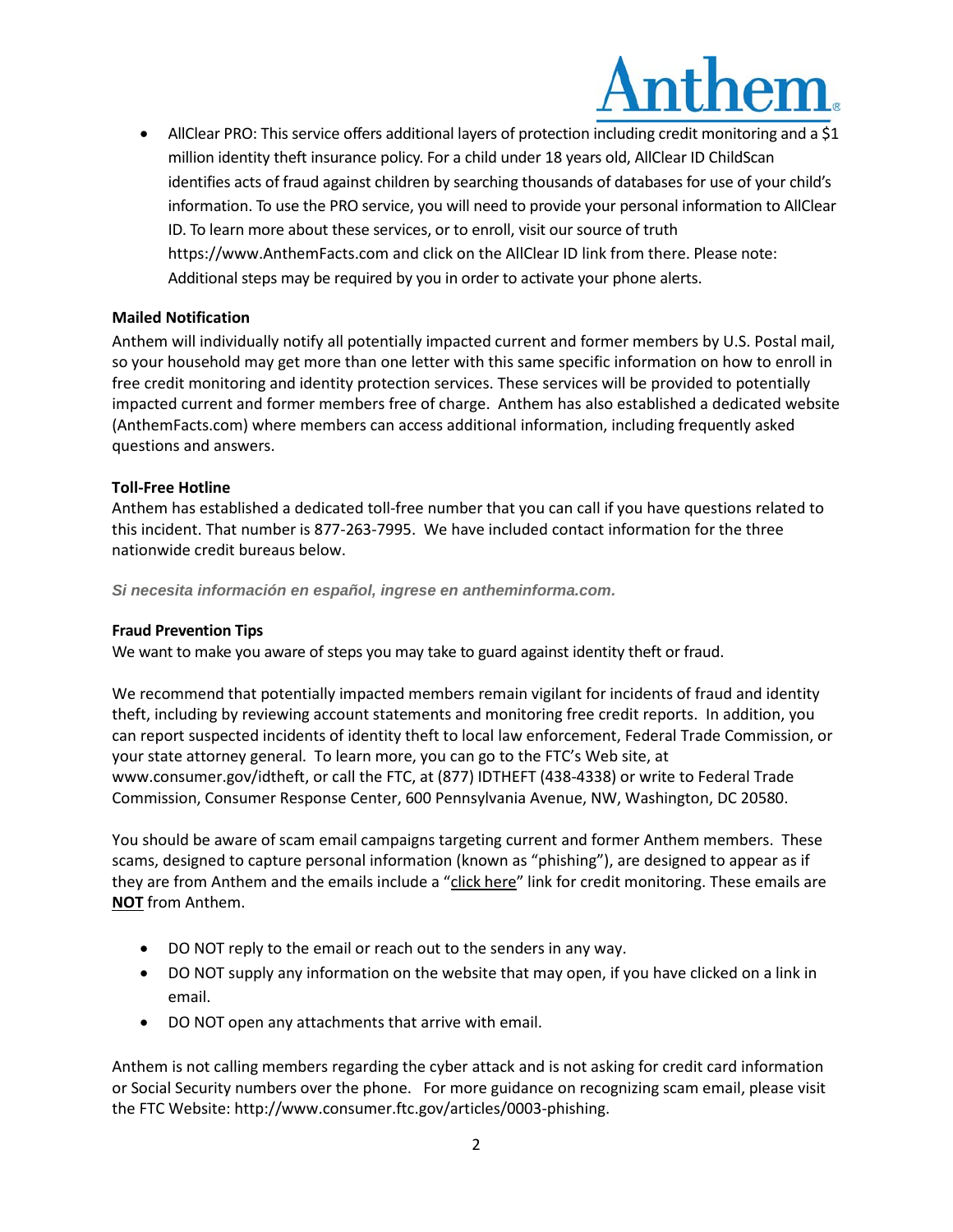- AllClear PRO: This service offers additional layers of protection including credit monitoring and a $1 million identity theft insurance policy. For a child under 18 years old, AllClear ID ChildScan identifies acts of fraud against children by searching thousands of databases for use of your child's information. To use the PRO service, you will need to provide your personal information to AllClear ID. To learn more about these services, or to enroll, visit our source of truth https://www.AnthemFacts.com and click on the AllClear ID link from there. Please note: Additional steps may be required by you in order to activate your phone alerts.

**Mailed Notification**

Anthem will individually notify all potentially impacted current and former members by U.S. Postal mail, so your household may get more than one letter with this same specific information on how to enroll in free credit monitoring and identity protection services. These services will be provided to potentially impacted current and former members free of charge. Anthem has also established a dedicated website (AnthemFacts.com) where members can access additional information, including frequently asked questions and answers.

**Toll-Free Hotline**

Anthem has established a dedicated toll-free number that you can call if you have questions related to this incident. That number is 877-263-7995. We have included contact information for the three nationwide credit bureaus below.

***Si necesita información en español, ingrese en antheminforma.com.***

**Fraud Prevention Tips**

We want to make you aware of steps you may take to guard against identity theft or fraud.

We recommend that potentially impacted members remain vigilant for incidents of fraud and identity theft, including by reviewing account statements and monitoring free credit reports. In addition, you can report suspected incidents of identity theft to local law enforcement, Federal Trade Commission, or your state attorney general. To learn more, you can go to the FTC's Web site, at www.consumer.gov/idtheft, or call the FTC, at (877) IDTHEFT (438-4338) or write to Federal Trade Commission, Consumer Response Center, 600 Pennsylvania Avenue, NW, Washington, DC 20580.

You should be aware of scam email campaigns targeting current and former Anthem members. These scams, designed to capture personal information (known as "phishing"), are designed to appear as if they are from Anthem and the emails include a "click here" link for credit monitoring. These emails are **NOT** from Anthem.

- DO NOT reply to the email or reach out to the senders in any way.
- DO NOT supply any information on the website that may open, if you have clicked on a link in email.
- DO NOT open any attachments that arrive with email.

Anthem is not calling members regarding the cyber attack and is not asking for credit card information or Social Security numbers over the phone. For more guidance on recognizing scam email, please visit the FTC Website: http://www.consumer.ftc.gov/articles/0003-phishing.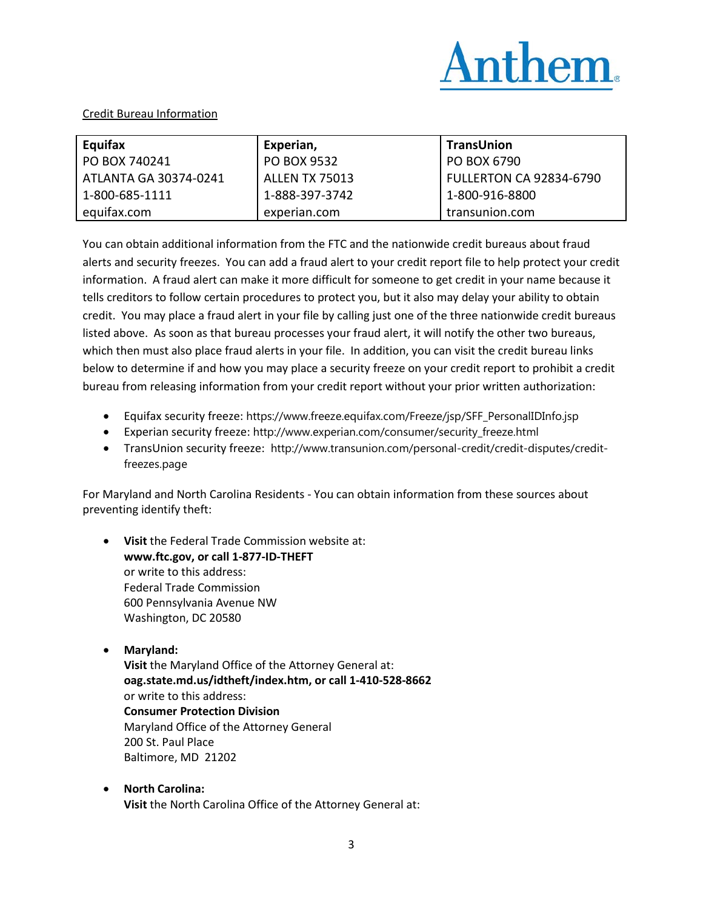Anthem.

Credit Bureau Information

| Equifax | Experian, | TransUnion |
|---|---|---|
| PO BOX 740241 | PO BOX 9532 | PO BOX 6790 |
| ATLANTA GA 30374-0241 | ALLEN TX 75013 | FULLERTON CA 92834-6790 |
| 1-800-685-1111 | 1-888-397-3742 | 1-800-916-8800 |
| equifax.com | experian.com | transunion.com |

You can obtain additional information from the FTC and the nationwide credit bureaus about fraud alerts and security freezes. You can add a fraud alert to your credit report file to help protect your credit information. A fraud alert can make it more difficult for someone to get credit in your name because it tells creditors to follow certain procedures to protect you, but it also may delay your ability to obtain credit. You may place a fraud alert in your file by calling just one of the three nationwide credit bureaus listed above. As soon as that bureau processes your fraud alert, it will notify the other two bureaus, which then must also place fraud alerts in your file. In addition, you can visit the credit bureau links below to determine if and how you may place a security freeze on your credit report to prohibit a credit bureau from releasing information from your credit report without your prior written authorization:

- Equifax security freeze: https://www.freeze.equifax.com/Freeze/jsp/SFF_PersonalIDInfo.jsp
- Experian security freeze: http://www.experian.com/consumer/security_freeze.html
- TransUnion security freeze: http://www.transunion.com/personal-credit/credit-disputes/credit-freezes.page

For Maryland and North Carolina Residents - You can obtain information from these sources about preventing identify theft:

- **Visit** the Federal Trade Commission website at:
  **www.ftc.gov, or call 1-877-ID-THEFT**
  or write to this address:
  Federal Trade Commission
  600 Pennsylvania Avenue NW
  Washington, DC 20580

- **Maryland:**
  **Visit** the Maryland Office of the Attorney General at:
  **oag.state.md.us/idtheft/index.htm, or call 1-410-528-8662**
  or write to this address:
  **Consumer Protection Division**
  Maryland Office of the Attorney General
  200 St. Paul Place
  Baltimore, MD 21202

- **North Carolina:**
  **Visit** the North Carolina Office of the Attorney General at: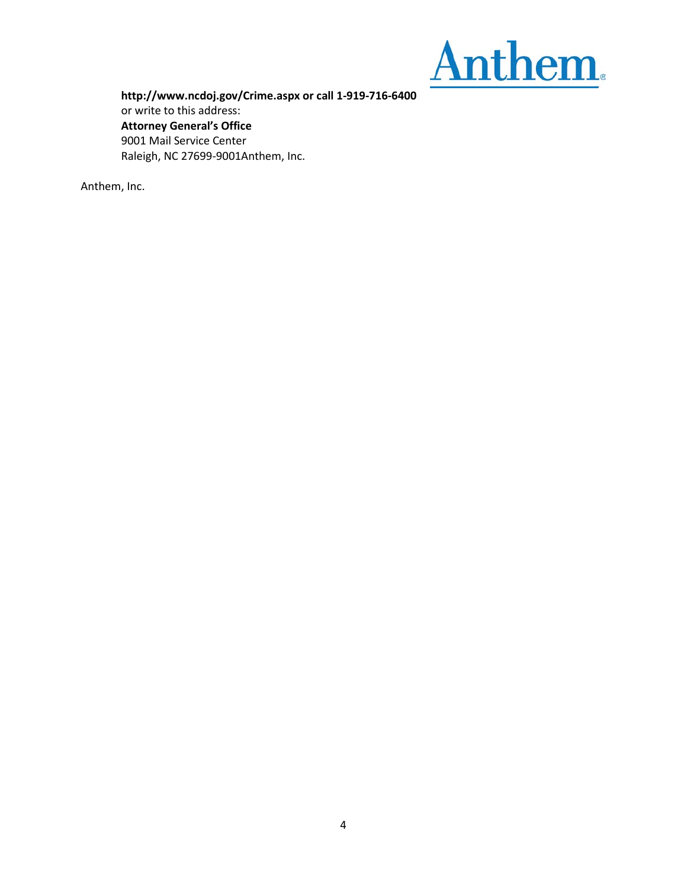**http://www.ncdoj.gov/Crime.aspx or call 1-919-716-6400**
or write to this address:
**Attorney General's Office**
9001 Mail Service Center
Raleigh, NC 27699-9001Anthem, Inc.

Anthem, Inc.